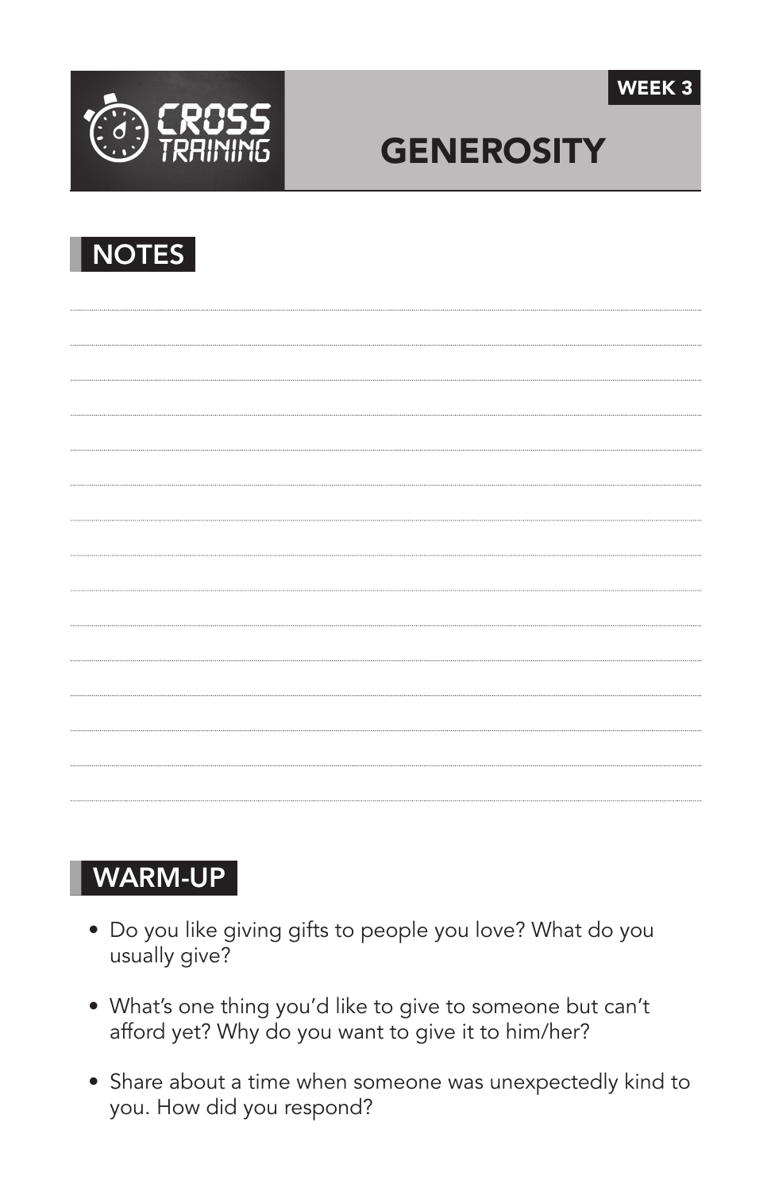CROSS TRAINING

WEEK 3

# GENEROSITY

## NOTES

## WARM-UP

- Do you like giving gifts to people you love? What do you usually give?
- What's one thing you'd like to give to someone but can't afford yet? Why do you want to give it to him/her?
- Share about a time when someone was unexpectedly kind to you. How did you respond?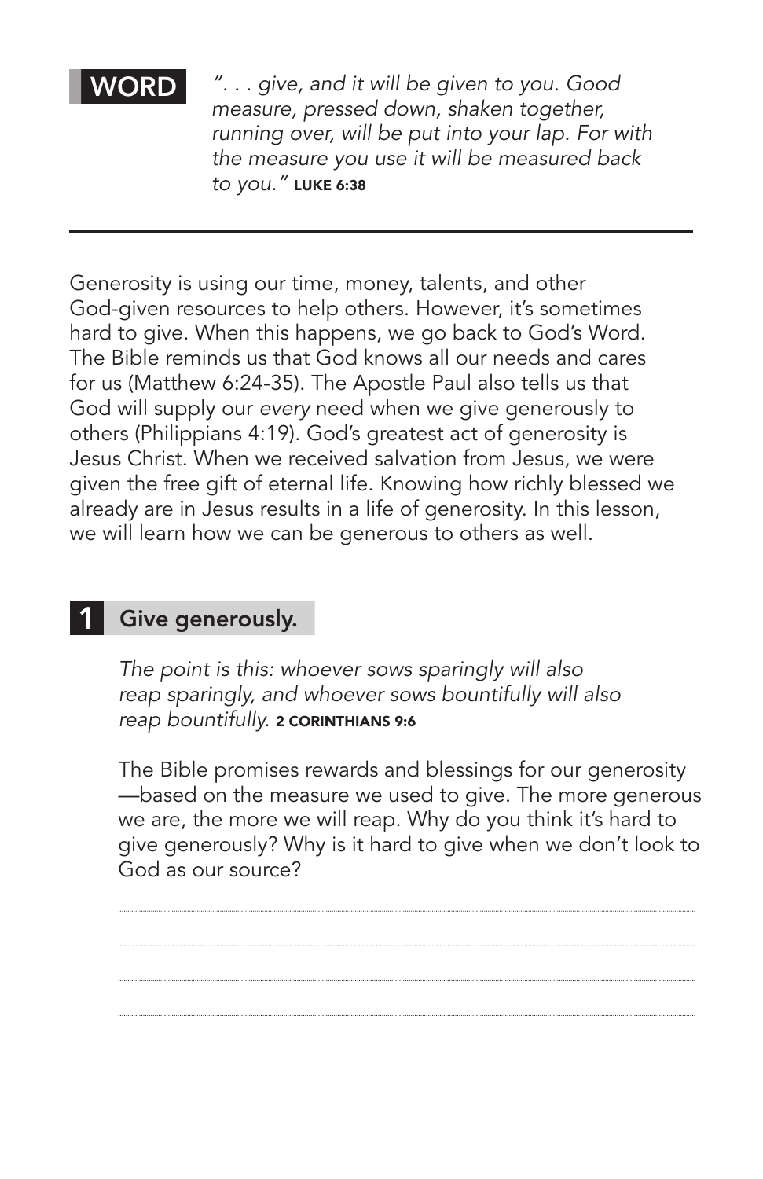**WORD**

*". . . give, and it will be given to you. Good measure, pressed down, shaken together, running over, will be put into your lap. For with the measure you use it will be measured back to you."* **LUKE 6:38**

---

Generosity is using our time, money, talents, and other God-given resources to help others. However, it's sometimes hard to give. When this happens, we go back to God's Word. The Bible reminds us that God knows all our needs and cares for us (Matthew 6:24-35). The Apostle Paul also tells us that God will supply our *every* need when we give generously to others (Philippians 4:19). God's greatest act of generosity is Jesus Christ. When we received salvation from Jesus, we were given the free gift of eternal life. Knowing how richly blessed we already are in Jesus results in a life of generosity. In this lesson, we will learn how we can be generous to others as well.

## 1 Give generously.

*The point is this: whoever sows sparingly will also reap sparingly, and whoever sows bountifully will also reap bountifully.* **2 CORINTHIANS 9:6**

The Bible promises rewards and blessings for our generosity —based on the measure we used to give. The more generous we are, the more we will reap. Why do you think it's hard to give generously? Why is it hard to give when we don't look to God as our source?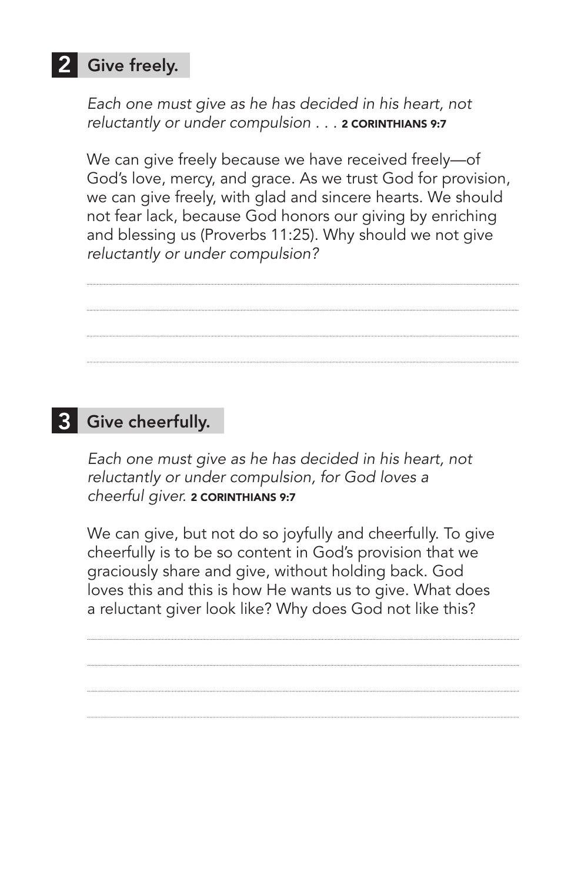## 2 Give freely.

*Each one must give as he has decided in his heart, not reluctantly or under compulsion . . .* **2 CORINTHIANS 9:7**

We can give freely because we have received freely—of God's love, mercy, and grace. As we trust God for provision, we can give freely, with glad and sincere hearts. We should not fear lack, because God honors our giving by enriching and blessing us (Proverbs 11:25). Why should we not give *reluctantly or under compulsion?*

## 3 Give cheerfully.

*Each one must give as he has decided in his heart, not reluctantly or under compulsion, for God loves a cheerful giver.* **2 CORINTHIANS 9:7**

We can give, but not do so joyfully and cheerfully. To give cheerfully is to be so content in God's provision that we graciously share and give, without holding back. God loves this and this is how He wants us to give. What does a reluctant giver look like? Why does God not like this?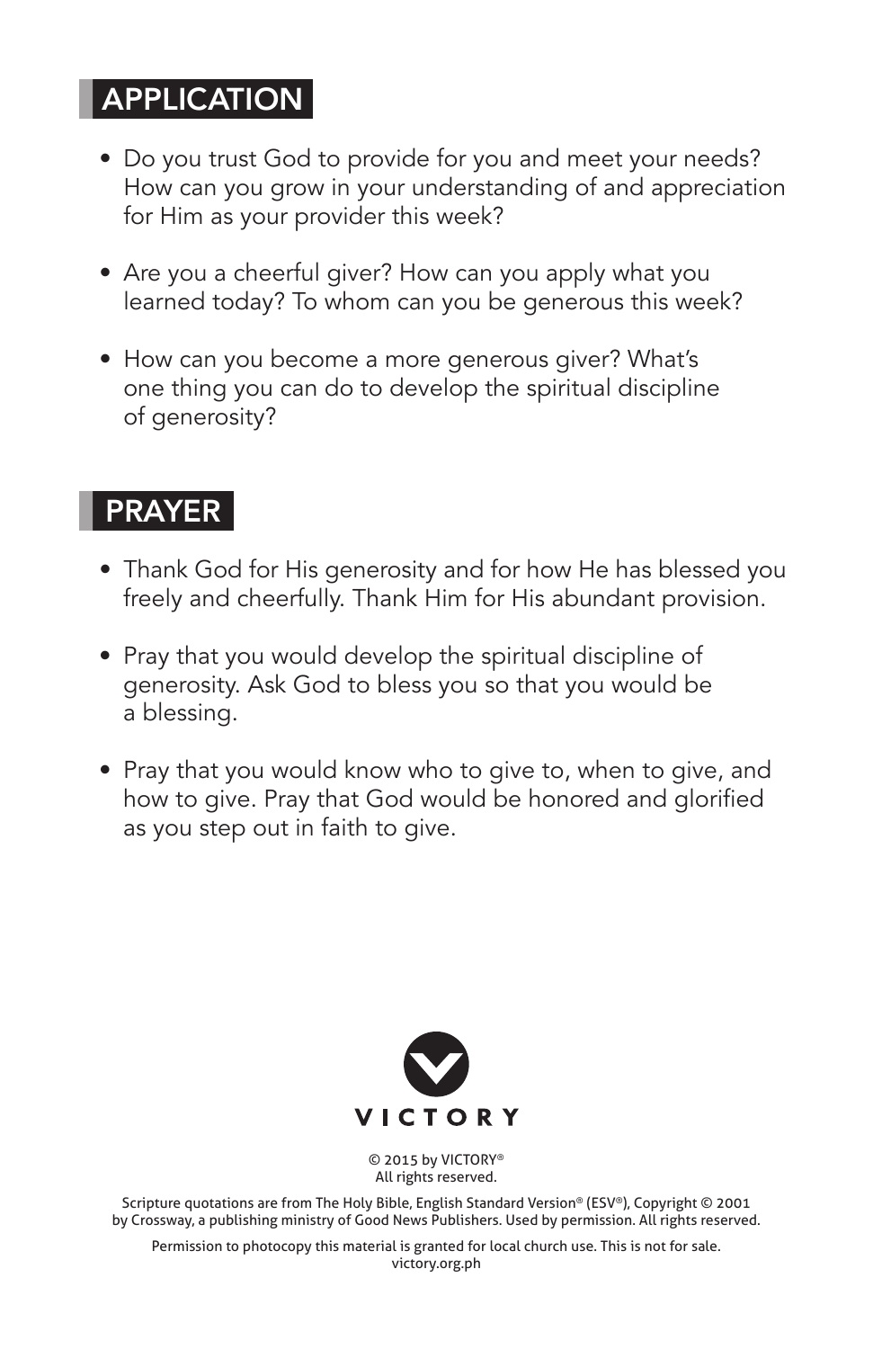## APPLICATION

- Do you trust God to provide for you and meet your needs? How can you grow in your understanding of and appreciation for Him as your provider this week?
- Are you a cheerful giver? How can you apply what you learned today? To whom can you be generous this week?
- How can you become a more generous giver? What's one thing you can do to develop the spiritual discipline of generosity?

## PRAYER

- Thank God for His generosity and for how He has blessed you freely and cheerfully. Thank Him for His abundant provision.
- Pray that you would develop the spiritual discipline of generosity. Ask God to bless you so that you would be a blessing.
- Pray that you would know who to give to, when to give, and how to give. Pray that God would be honored and glorified as you step out in faith to give.

VICTORY

© 2015 by VICTORY®
All rights reserved.

Scripture quotations are from The Holy Bible, English Standard Version® (ESV®), Copyright © 2001 by Crossway, a publishing ministry of Good News Publishers. Used by permission. All rights reserved.

Permission to photocopy this material is granted for local church use. This is not for sale.
victory.org.ph